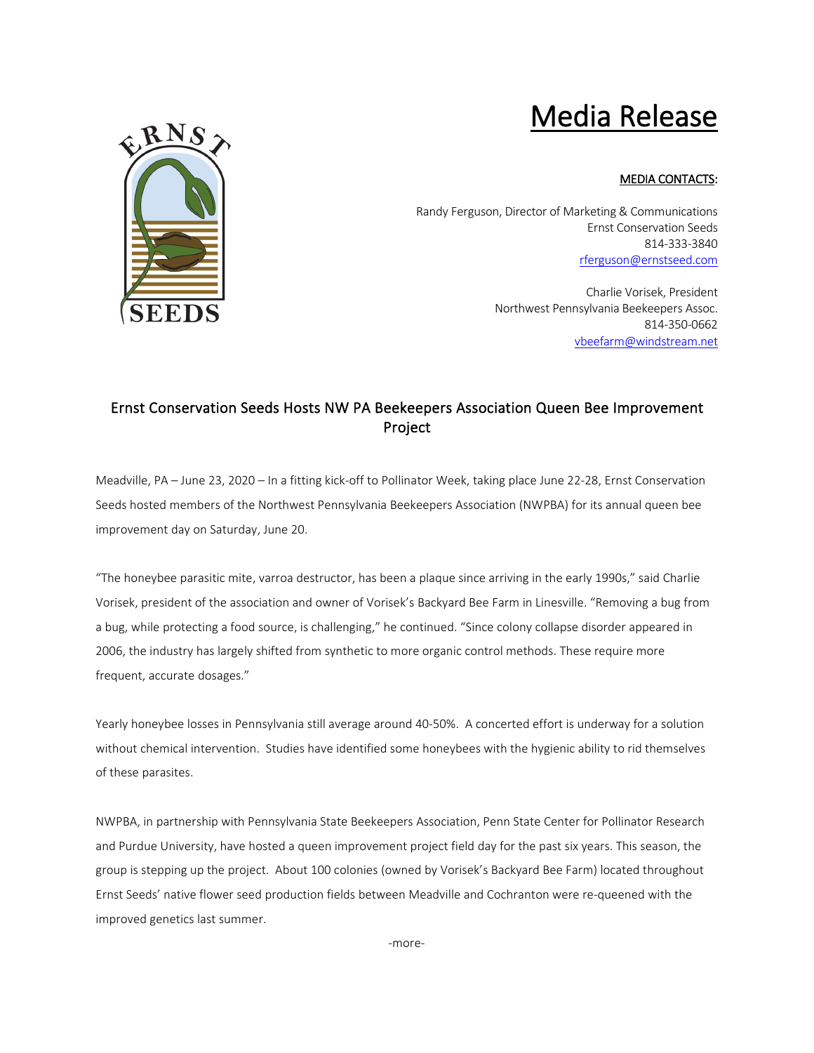# Media Release

**MEDIA CONTACTS:**

Randy Ferguson, Director of Marketing & Communications
Ernst Conservation Seeds
814-333-3840
rferguson@ernstseed.com

Charlie Vorisek, President
Northwest Pennsylvania Beekeepers Assoc.
814-350-0662
vbeefarm@windstream.net

## Ernst Conservation Seeds Hosts NW PA Beekeepers Association Queen Bee Improvement Project

Meadville, PA – June 23, 2020 – In a fitting kick-off to Pollinator Week, taking place June 22-28, Ernst Conservation Seeds hosted members of the Northwest Pennsylvania Beekeepers Association (NWPBA) for its annual queen bee improvement day on Saturday, June 20.

"The honeybee parasitic mite, varroa destructor, has been a plaque since arriving in the early 1990s," said Charlie Vorisek, president of the association and owner of Vorisek's Backyard Bee Farm in Linesville. "Removing a bug from a bug, while protecting a food source, is challenging," he continued. "Since colony collapse disorder appeared in 2006, the industry has largely shifted from synthetic to more organic control methods. These require more frequent, accurate dosages."

Yearly honeybee losses in Pennsylvania still average around 40-50%. A concerted effort is underway for a solution without chemical intervention. Studies have identified some honeybees with the hygienic ability to rid themselves of these parasites.

NWPBA, in partnership with Pennsylvania State Beekeepers Association, Penn State Center for Pollinator Research and Purdue University, have hosted a queen improvement project field day for the past six years. This season, the group is stepping up the project. About 100 colonies (owned by Vorisek's Backyard Bee Farm) located throughout Ernst Seeds' native flower seed production fields between Meadville and Cochranton were re-queened with the improved genetics last summer.

-more-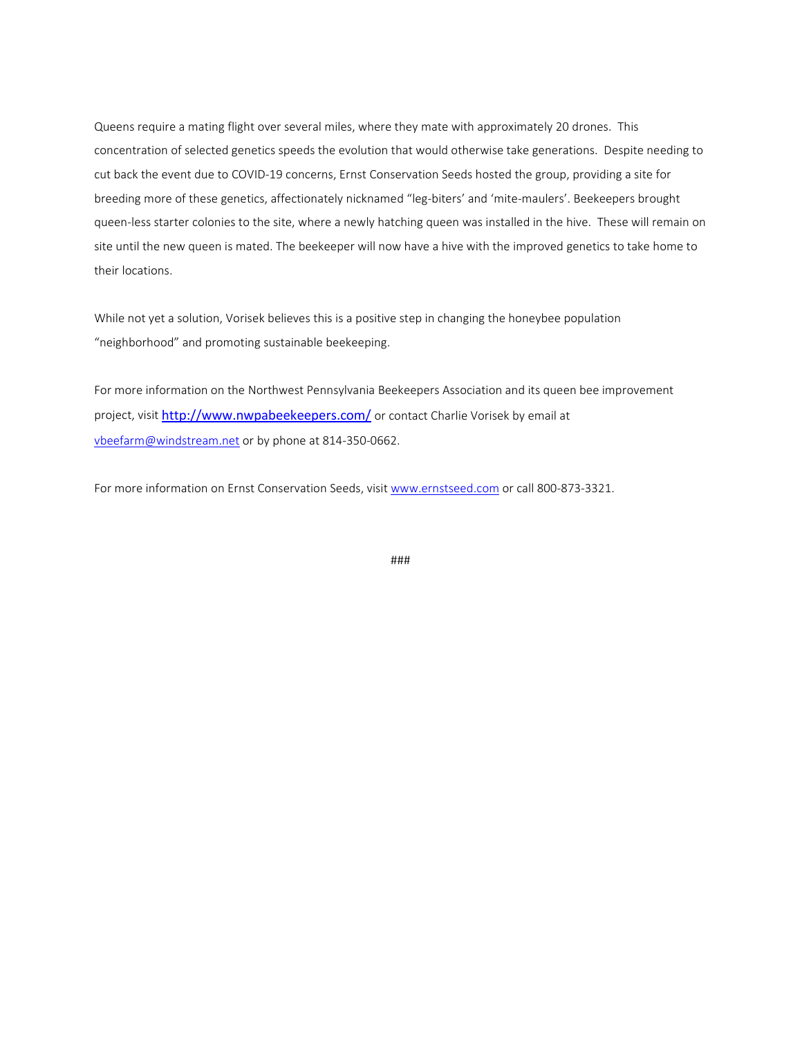Queens require a mating flight over several miles, where they mate with approximately 20 drones. This concentration of selected genetics speeds the evolution that would otherwise take generations. Despite needing to cut back the event due to COVID-19 concerns, Ernst Conservation Seeds hosted the group, providing a site for breeding more of these genetics, affectionately nicknamed "leg-biters' and 'mite-maulers'. Beekeepers brought queen-less starter colonies to the site, where a newly hatching queen was installed in the hive. These will remain on site until the new queen is mated. The beekeeper will now have a hive with the improved genetics to take home to their locations.

While not yet a solution, Vorisek believes this is a positive step in changing the honeybee population "neighborhood" and promoting sustainable beekeeping.

For more information on the Northwest Pennsylvania Beekeepers Association and its queen bee improvement project, visit http://www.nwpabeekeepers.com/ or contact Charlie Vorisek by email at vbeefarm@windstream.net or by phone at 814-350-0662.

For more information on Ernst Conservation Seeds, visit www.ernstseed.com or call 800-873-3321.

###